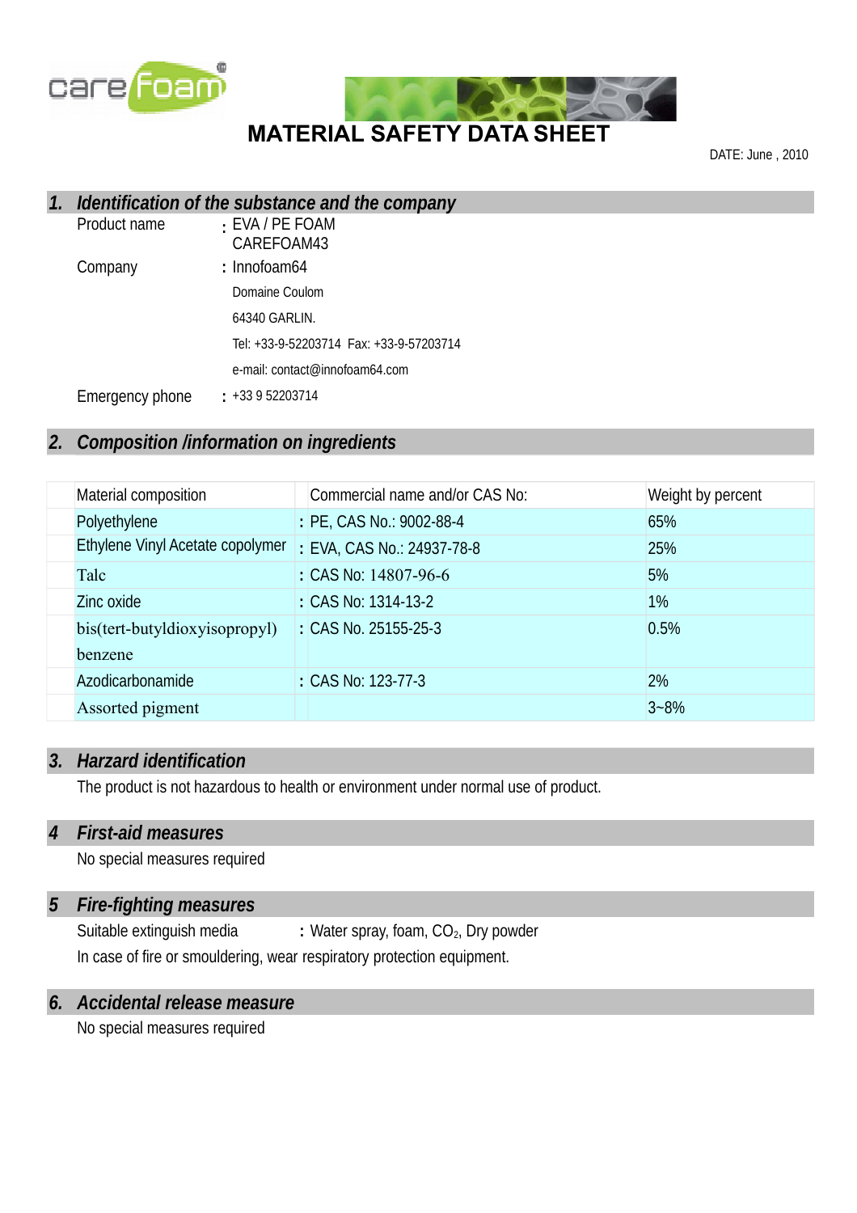# MATERIAL SAFETY DATA SHEET

DATE: June , 2010

## 1. Identification of the substance and the company

Product name : EVA / PE FOAM
CAREFOAM43

Company : Innofoam64
Domaine Coulom
64340 GARLIN.
Tel: +33-9-52203714 Fax: +33-9-57203714
e-mail: contact@innofoam64.com

Emergency phone : +33 9 52203714

## 2. Composition /information on ingredients

| Material composition | Commercial name and/or CAS No: | Weight by percent |
|---|---|---|
| Polyethylene | : PE, CAS No.: 9002-88-4 | 65% |
| Ethylene Vinyl Acetate copolymer | : EVA, CAS No.: 24937-78-8 | 25% |
| Talc | : CAS No: 14807-96-6 | 5% |
| Zinc oxide | : CAS No: 1314-13-2 | 1% |
| bis(tert-butyldioxyisopropyl) benzene | : CAS No. 25155-25-3 | 0.5% |
| Azodicarbonamide | : CAS No: 123-77-3 | 2% |
| Assorted pigment | | 3~8% |

## 3. Harzard identification

The product is not hazardous to health or environment under normal use of product.

## 4 First-aid measures

No special measures required

## 5 Fire-fighting measures

Suitable extinguish media : Water spray, foam, $CO_2$, Dry powder

In case of fire or smouldering, wear respiratory protection equipment.

## 6. Accidental release measure

No special measures required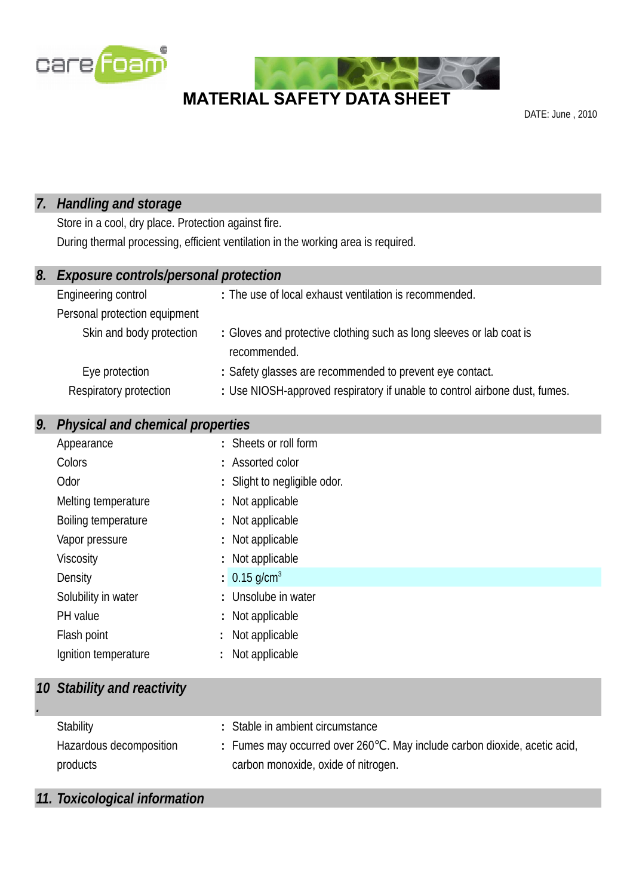# MATERIAL SAFETY DATA SHEET

DATE: June , 2010

## *7. Handling and storage*

Store in a cool, dry place. Protection against fire.

During thermal processing, efficient ventilation in the working area is required.

## *8. Exposure controls/personal protection*

| | |
|---|---|
| Engineering control | : The use of local exhaust ventilation is recommended. |
| Personal protection equipment | |
| Skin and body protection | : Gloves and protective clothing such as long sleeves or lab coat is recommended. |
| Eye protection | : Safety glasses are recommended to prevent eye contact. |
| Respiratory protection | : Use NIOSH-approved respiratory if unable to control airbone dust, fumes. |

## *9. Physical and chemical properties*

| | |
|---|---|
| Appearance | : Sheets or roll form |
| Colors | : Assorted color |
| Odor | : Slight to negligible odor. |
| Melting temperature | : Not applicable |
| Boiling temperature | : Not applicable |
| Vapor pressure | : Not applicable |
| Viscosity | : Not applicable |
| Density | : 0.15 g/cm$^3$ |
| Solubility in water | : Unsolube in water |
| PH value | : Not applicable |
| Flash point | : Not applicable |
| Ignition temperature | : Not applicable |

## *10. Stability and reactivity*

| | |
|---|---|
| Stability | : Stable in ambient circumstance |
| Hazardous decomposition products | : Fumes may occurred over 260℃. May include carbon dioxide, acetic acid, carbon monoxide, oxide of nitrogen. |

## *11. Toxicological information*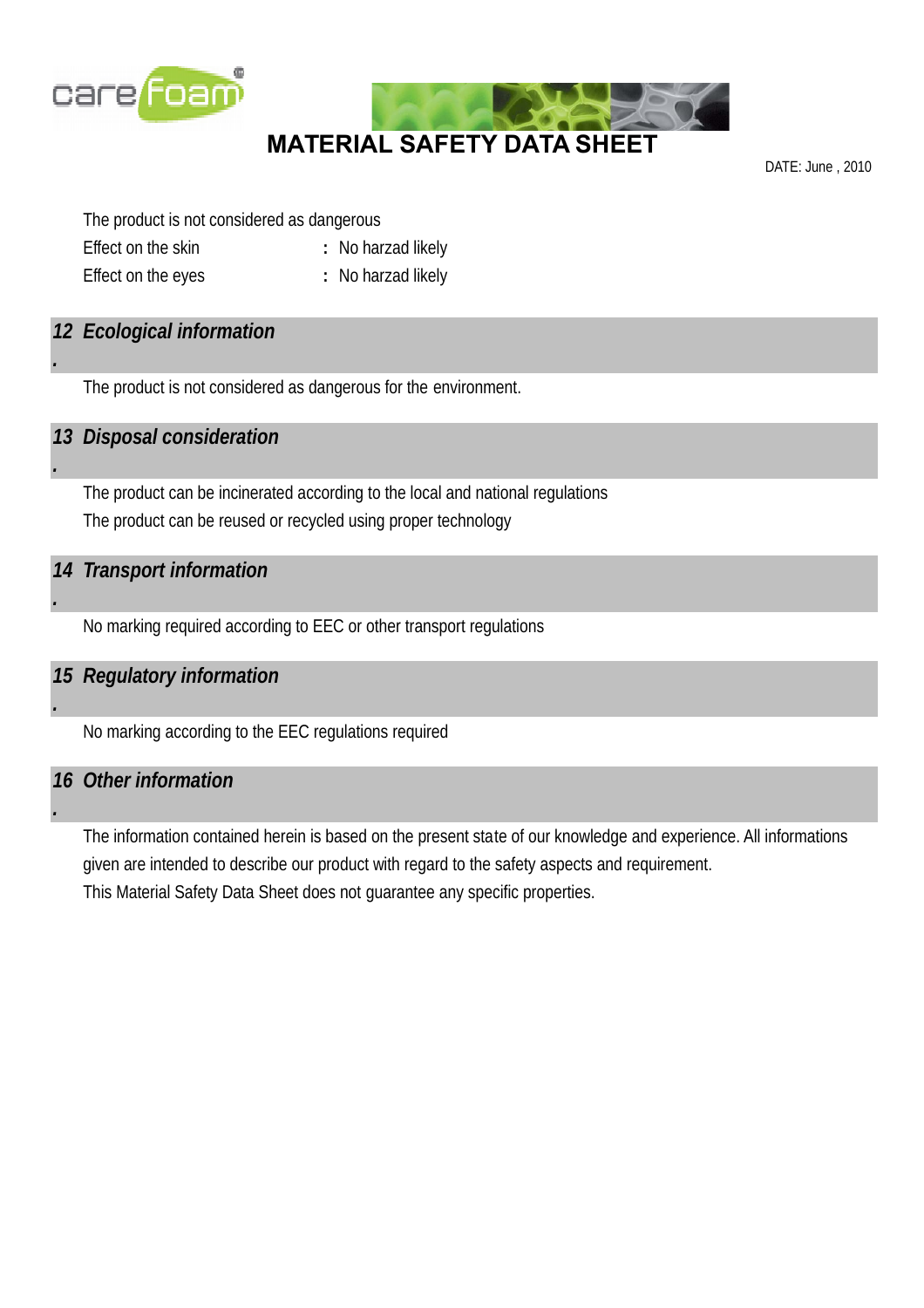The product is not considered as dangerous

Effect on the skin : No harzad likely

Effect on the eyes : No harzad likely

## *12 Ecological information*

The product is not considered as dangerous for the environment.

## *13 Disposal consideration*

The product can be incinerated according to the local and national regulations

The product can be reused or recycled using proper technology

## *14 Transport information*

No marking required according to EEC or other transport regulations

## *15 Regulatory information*

No marking according to the EEC regulations required

## *16 Other information*

The information contained herein is based on the present state of our knowledge and experience. All informations given are intended to describe our product with regard to the safety aspects and requirement.

This Material Safety Data Sheet does not guarantee any specific properties.